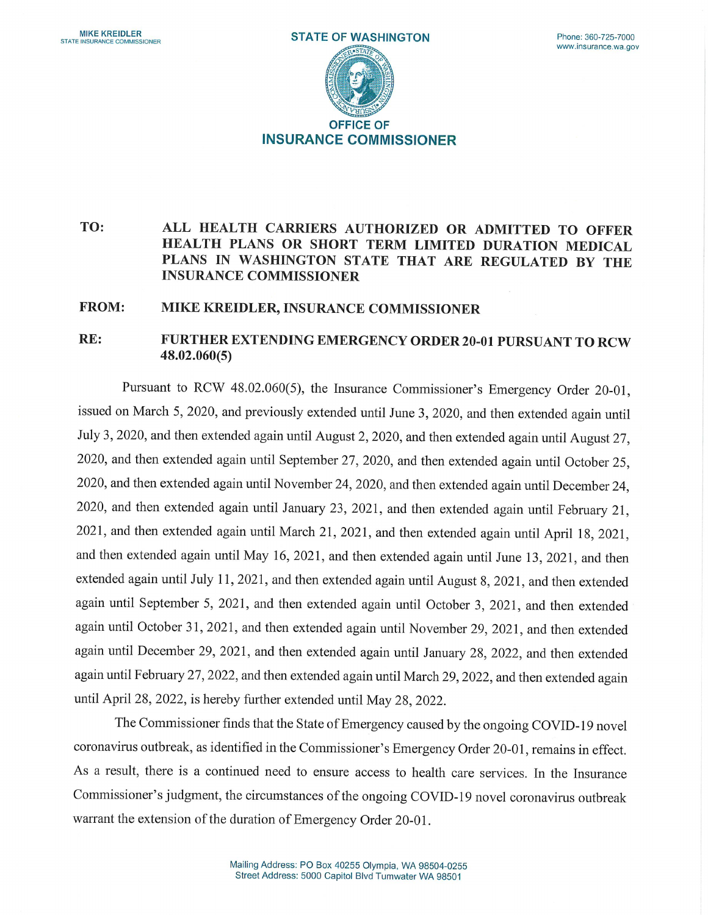MIKE KREIDLER
STATE INSURANCE COMMISSIONER

**STATE OF WASHINGTON**

Phone: 360-725-7000
www.insurance.wa.gov

**OFFICE OF**
**INSURANCE COMMISSIONER**

**TO:** **ALL HEALTH CARRIERS AUTHORIZED OR ADMITTED TO OFFER HEALTH PLANS OR SHORT TERM LIMITED DURATION MEDICAL PLANS IN WASHINGTON STATE THAT ARE REGULATED BY THE INSURANCE COMMISSIONER**

**FROM:** **MIKE KREIDLER, INSURANCE COMMISSIONER**

**RE:** **FURTHER EXTENDING EMERGENCY ORDER 20-01 PURSUANT TO RCW 48.02.060(5)**

Pursuant to RCW 48.02.060(5), the Insurance Commissioner's Emergency Order 20-01, issued on March 5, 2020, and previously extended until June 3, 2020, and then extended again until July 3, 2020, and then extended again until August 2, 2020, and then extended again until August 27, 2020, and then extended again until September 27, 2020, and then extended again until October 25, 2020, and then extended again until November 24, 2020, and then extended again until December 24, 2020, and then extended again until January 23, 2021, and then extended again until February 21, 2021, and then extended again until March 21, 2021, and then extended again until April 18, 2021, and then extended again until May 16, 2021, and then extended again until June 13, 2021, and then extended again until July 11, 2021, and then extended again until August 8, 2021, and then extended again until September 5, 2021, and then extended again until October 3, 2021, and then extended again until October 31, 2021, and then extended again until November 29, 2021, and then extended again until December 29, 2021, and then extended again until January 28, 2022, and then extended again until February 27, 2022, and then extended again until March 29, 2022, and then extended again until April 28, 2022, is hereby further extended until May 28, 2022.

The Commissioner finds that the State of Emergency caused by the ongoing COVID-19 novel coronavirus outbreak, as identified in the Commissioner's Emergency Order 20-01, remains in effect. As a result, there is a continued need to ensure access to health care services. In the Insurance Commissioner's judgment, the circumstances of the ongoing COVID-19 novel coronavirus outbreak warrant the extension of the duration of Emergency Order 20-01.

Mailing Address: PO Box 40255 Olympia, WA 98504-0255
Street Address: 5000 Capitol Blvd Tumwater WA 98501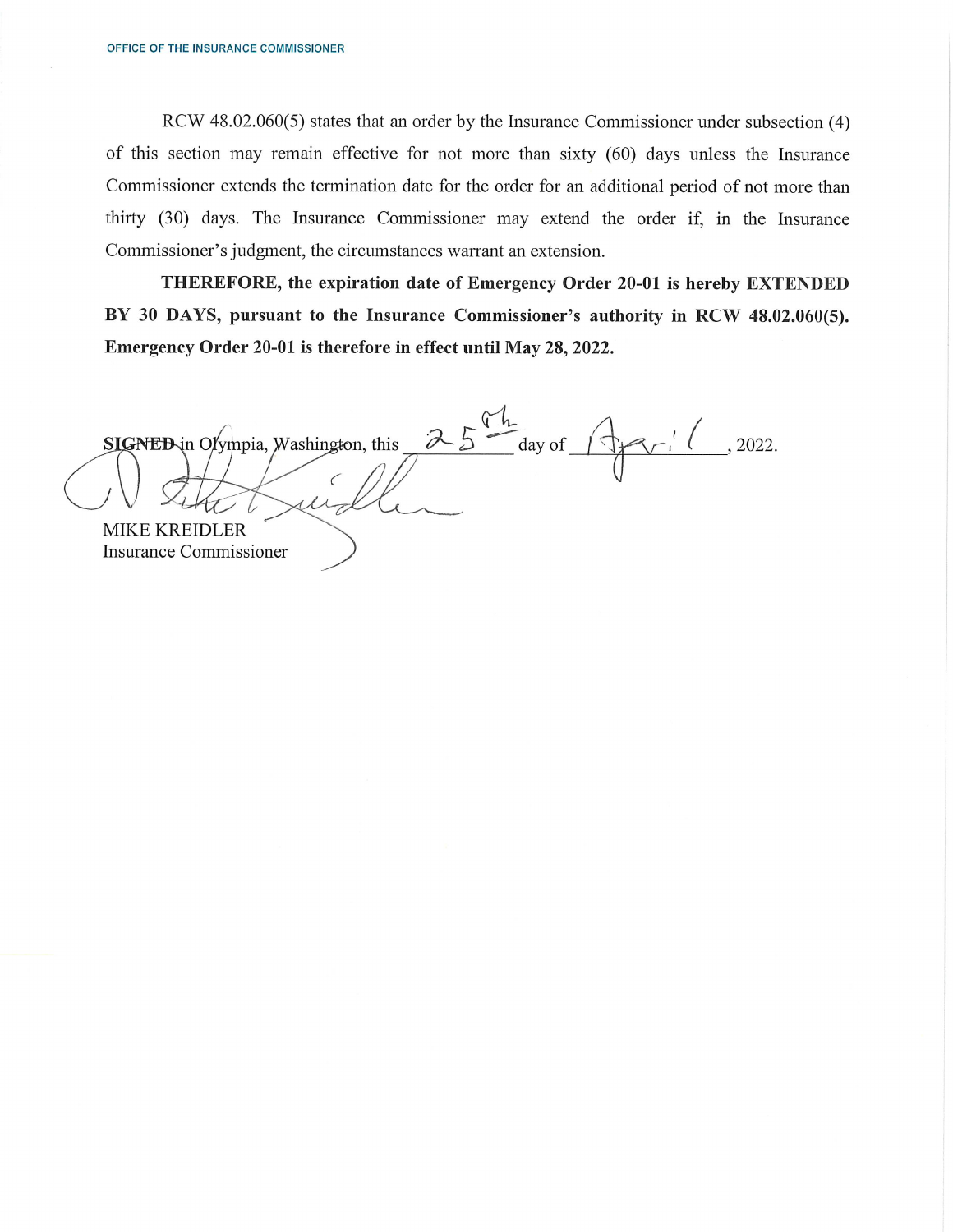RCW 48.02.060(5) states that an order by the Insurance Commissioner under subsection (4) of this section may remain effective for not more than sixty (60) days unless the Insurance Commissioner extends the termination date for the order for an additional period of not more than thirty (30) days. The Insurance Commissioner may extend the order if, in the Insurance Commissioner's judgment, the circumstances warrant an extension.

**THEREFORE, the expiration date of Emergency Order 20-01 is hereby EXTENDED BY 30 DAYS, pursuant to the Insurance Commissioner's authority in RCW 48.02.060(5). Emergency Order 20-01 is therefore in effect until May 28, 2022.**

**SIGNED** in Olympia, Washington, this 25th day of April, 2022.

MIKE KREIDLER
Insurance Commissioner